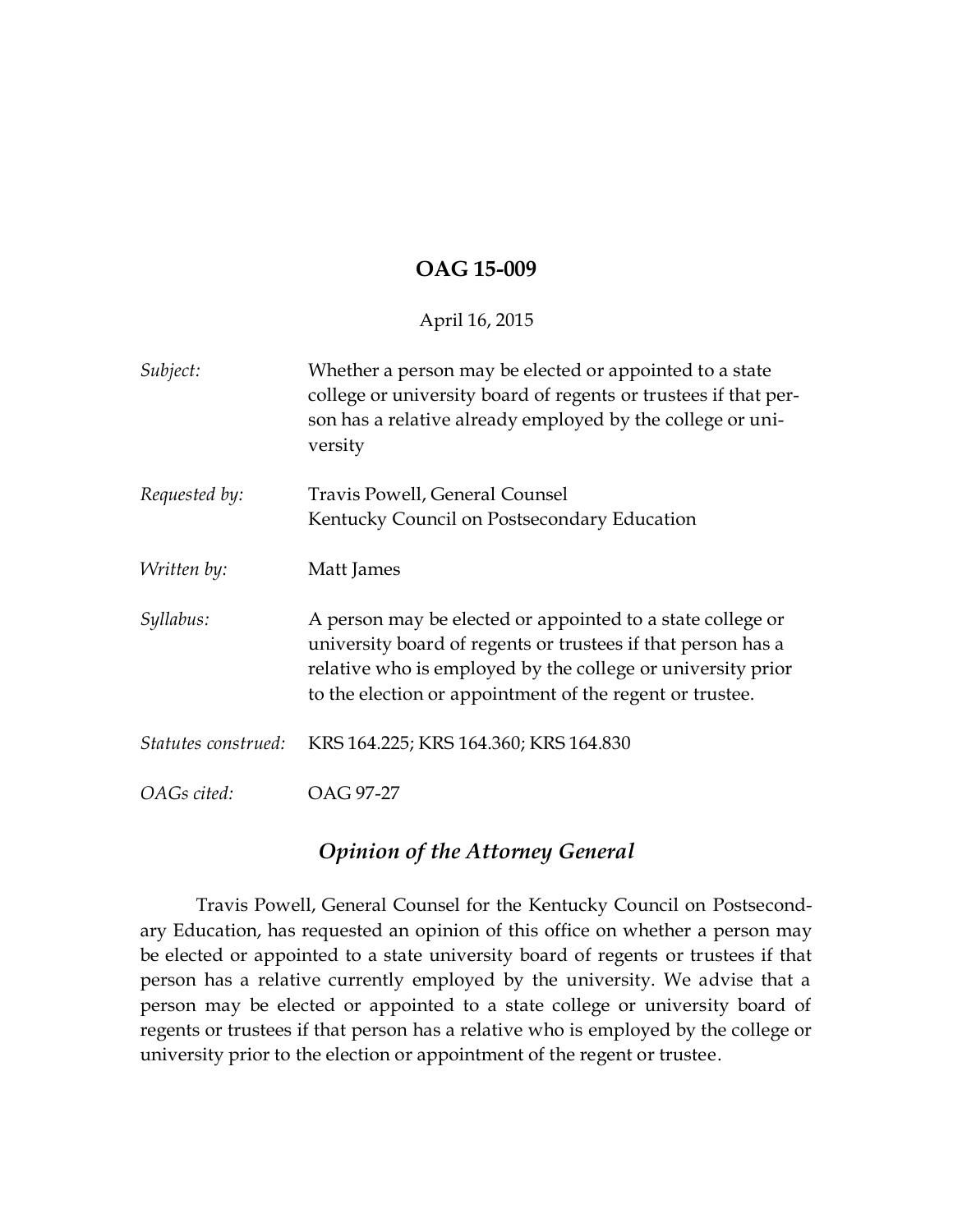# OAG 15-009

April 16, 2015

| | |
|---|---|
| *Subject:* | Whether a person may be elected or appointed to a state college or university board of regents or trustees if that person has a relative already employed by the college or university |
| *Requested by:* | Travis Powell, General Counsel<br>Kentucky Council on Postsecondary Education |
| *Written by:* | Matt James |
| *Syllabus:* | A person may be elected or appointed to a state college or university board of regents or trustees if that person has a relative who is employed by the college or university prior to the election or appointment of the regent or trustee. |
| *Statutes construed:* | KRS 164.225; KRS 164.360; KRS 164.830 |
| *OAGs cited:* | OAG 97-27 |

## *Opinion of the Attorney General*

Travis Powell, General Counsel for the Kentucky Council on Postsecondary Education, has requested an opinion of this office on whether a person may be elected or appointed to a state university board of regents or trustees if that person has a relative currently employed by the university. We advise that a person may be elected or appointed to a state college or university board of regents or trustees if that person has a relative who is employed by the college or university prior to the election or appointment of the regent or trustee.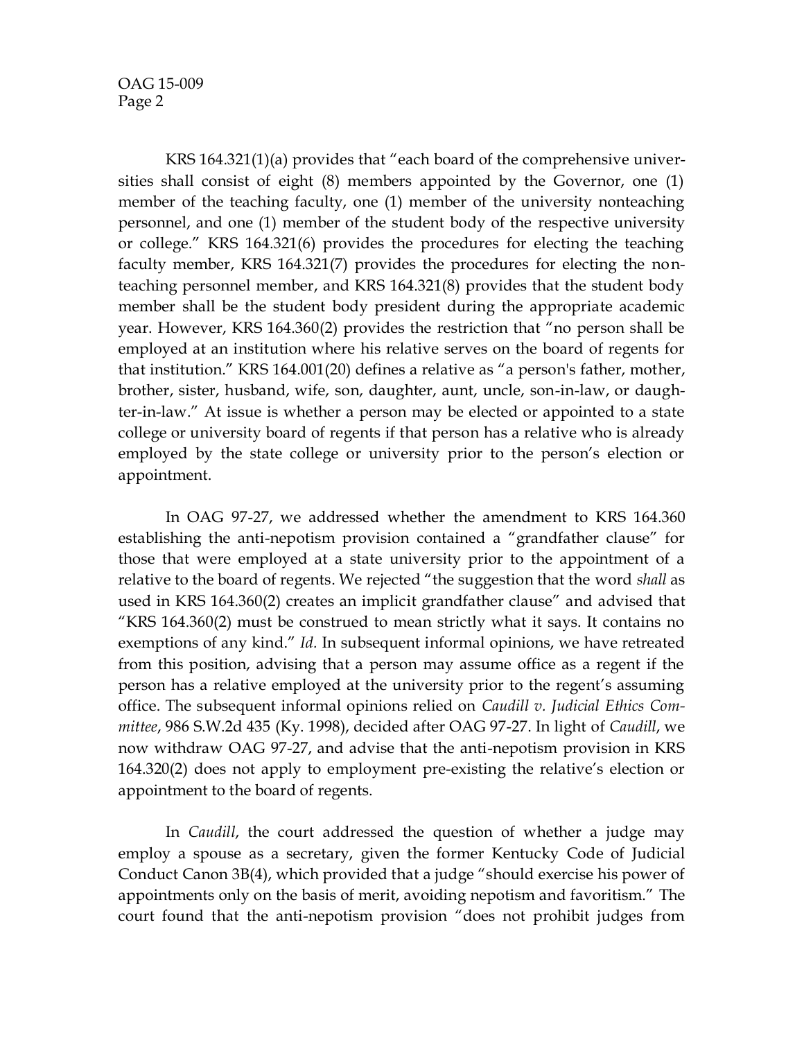KRS 164.321(1)(a) provides that "each board of the comprehensive universities shall consist of eight (8) members appointed by the Governor, one (1) member of the teaching faculty, one (1) member of the university nonteaching personnel, and one (1) member of the student body of the respective university or college." KRS 164.321(6) provides the procedures for electing the teaching faculty member, KRS 164.321(7) provides the procedures for electing the nonteaching personnel member, and KRS 164.321(8) provides that the student body member shall be the student body president during the appropriate academic year. However, KRS 164.360(2) provides the restriction that "no person shall be employed at an institution where his relative serves on the board of regents for that institution." KRS 164.001(20) defines a relative as "a person's father, mother, brother, sister, husband, wife, son, daughter, aunt, uncle, son-in-law, or daughter-in-law." At issue is whether a person may be elected or appointed to a state college or university board of regents if that person has a relative who is already employed by the state college or university prior to the person's election or appointment.

In OAG 97-27, we addressed whether the amendment to KRS 164.360 establishing the anti-nepotism provision contained a "grandfather clause" for those that were employed at a state university prior to the appointment of a relative to the board of regents. We rejected "the suggestion that the word *shall* as used in KRS 164.360(2) creates an implicit grandfather clause" and advised that "KRS 164.360(2) must be construed to mean strictly what it says. It contains no exemptions of any kind." *Id.* In subsequent informal opinions, we have retreated from this position, advising that a person may assume office as a regent if the person has a relative employed at the university prior to the regent's assuming office. The subsequent informal opinions relied on *Caudill v. Judicial Ethics Committee*, 986 S.W.2d 435 (Ky. 1998), decided after OAG 97-27. In light of *Caudill*, we now withdraw OAG 97-27, and advise that the anti-nepotism provision in KRS 164.320(2) does not apply to employment pre-existing the relative's election or appointment to the board of regents.

In *Caudill*, the court addressed the question of whether a judge may employ a spouse as a secretary, given the former Kentucky Code of Judicial Conduct Canon 3B(4), which provided that a judge "should exercise his power of appointments only on the basis of merit, avoiding nepotism and favoritism." The court found that the anti-nepotism provision "does not prohibit judges from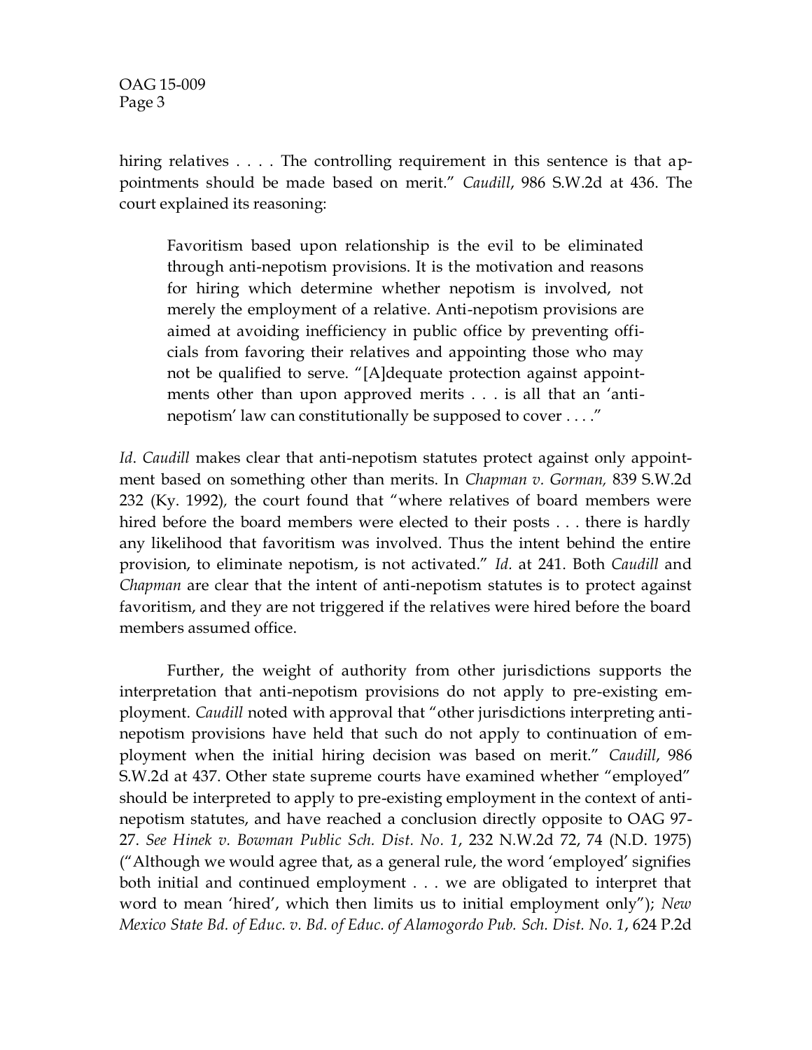hiring relatives . . . . The controlling requirement in this sentence is that appointments should be made based on merit." *Caudill*, 986 S.W.2d at 436. The court explained its reasoning:

> Favoritism based upon relationship is the evil to be eliminated through anti-nepotism provisions. It is the motivation and reasons for hiring which determine whether nepotism is involved, not merely the employment of a relative. Anti-nepotism provisions are aimed at avoiding inefficiency in public office by preventing officials from favoring their relatives and appointing those who may not be qualified to serve. "[A]dequate protection against appointments other than upon approved merits . . . is all that an 'anti-nepotism' law can constitutionally be supposed to cover . . . ."

*Id*. *Caudill* makes clear that anti-nepotism statutes protect against only appointment based on something other than merits. In *Chapman v. Gorman,* 839 S.W.2d 232 (Ky. 1992), the court found that "where relatives of board members were hired before the board members were elected to their posts . . . there is hardly any likelihood that favoritism was involved. Thus the intent behind the entire provision, to eliminate nepotism, is not activated." *Id.* at 241. Both *Caudill* and *Chapman* are clear that the intent of anti-nepotism statutes is to protect against favoritism, and they are not triggered if the relatives were hired before the board members assumed office.

Further, the weight of authority from other jurisdictions supports the interpretation that anti-nepotism provisions do not apply to pre-existing employment. *Caudill* noted with approval that "other jurisdictions interpreting anti-nepotism provisions have held that such do not apply to continuation of employment when the initial hiring decision was based on merit." *Caudill*, 986 S.W.2d at 437. Other state supreme courts have examined whether "employed" should be interpreted to apply to pre-existing employment in the context of anti-nepotism statutes, and have reached a conclusion directly opposite to OAG 97-27. *See Hinek v. Bowman Public Sch. Dist. No. 1*, 232 N.W.2d 72, 74 (N.D. 1975) ("Although we would agree that, as a general rule, the word 'employed' signifies both initial and continued employment . . . we are obligated to interpret that word to mean 'hired', which then limits us to initial employment only"); *New Mexico State Bd. of Educ. v. Bd. of Educ. of Alamogordo Pub. Sch. Dist. No. 1*, 624 P.2d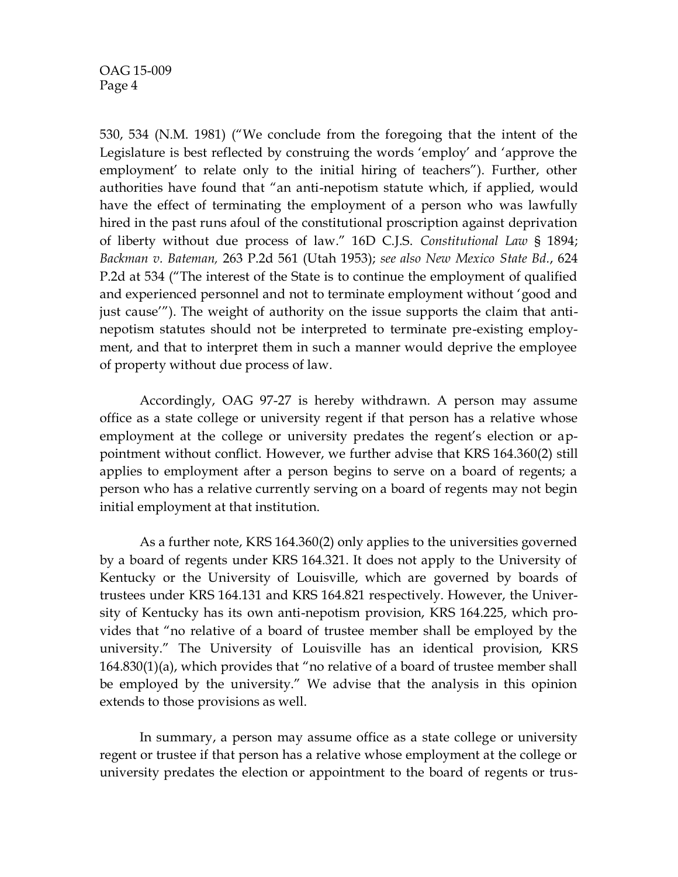530, 534 (N.M. 1981) ("We conclude from the foregoing that the intent of the Legislature is best reflected by construing the words 'employ' and 'approve the employment' to relate only to the initial hiring of teachers"). Further, other authorities have found that "an anti-nepotism statute which, if applied, would have the effect of terminating the employment of a person who was lawfully hired in the past runs afoul of the constitutional proscription against deprivation of liberty without due process of law." 16D C.J.S. *Constitutional Law* § 1894; *Backman v. Bateman,* 263 P.2d 561 (Utah 1953); *see also New Mexico State Bd.*, 624 P.2d at 534 ("The interest of the State is to continue the employment of qualified and experienced personnel and not to terminate employment without 'good and just cause'"). The weight of authority on the issue supports the claim that anti-nepotism statutes should not be interpreted to terminate pre-existing employment, and that to interpret them in such a manner would deprive the employee of property without due process of law.

Accordingly, OAG 97-27 is hereby withdrawn. A person may assume office as a state college or university regent if that person has a relative whose employment at the college or university predates the regent's election or appointment without conflict. However, we further advise that KRS 164.360(2) still applies to employment after a person begins to serve on a board of regents; a person who has a relative currently serving on a board of regents may not begin initial employment at that institution.

As a further note, KRS 164.360(2) only applies to the universities governed by a board of regents under KRS 164.321. It does not apply to the University of Kentucky or the University of Louisville, which are governed by boards of trustees under KRS 164.131 and KRS 164.821 respectively. However, the University of Kentucky has its own anti-nepotism provision, KRS 164.225, which provides that "no relative of a board of trustee member shall be employed by the university." The University of Louisville has an identical provision, KRS 164.830(1)(a), which provides that "no relative of a board of trustee member shall be employed by the university." We advise that the analysis in this opinion extends to those provisions as well.

In summary, a person may assume office as a state college or university regent or trustee if that person has a relative whose employment at the college or university predates the election or appointment to the board of regents or trus-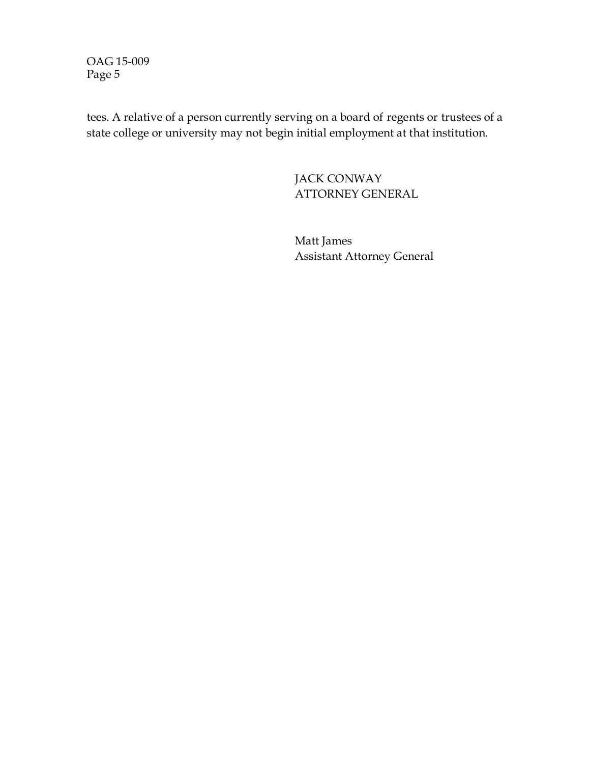tees. A relative of a person currently serving on a board of regents or trustees of a state college or university may not begin initial employment at that institution.

JACK CONWAY
ATTORNEY GENERAL

Matt James
Assistant Attorney General